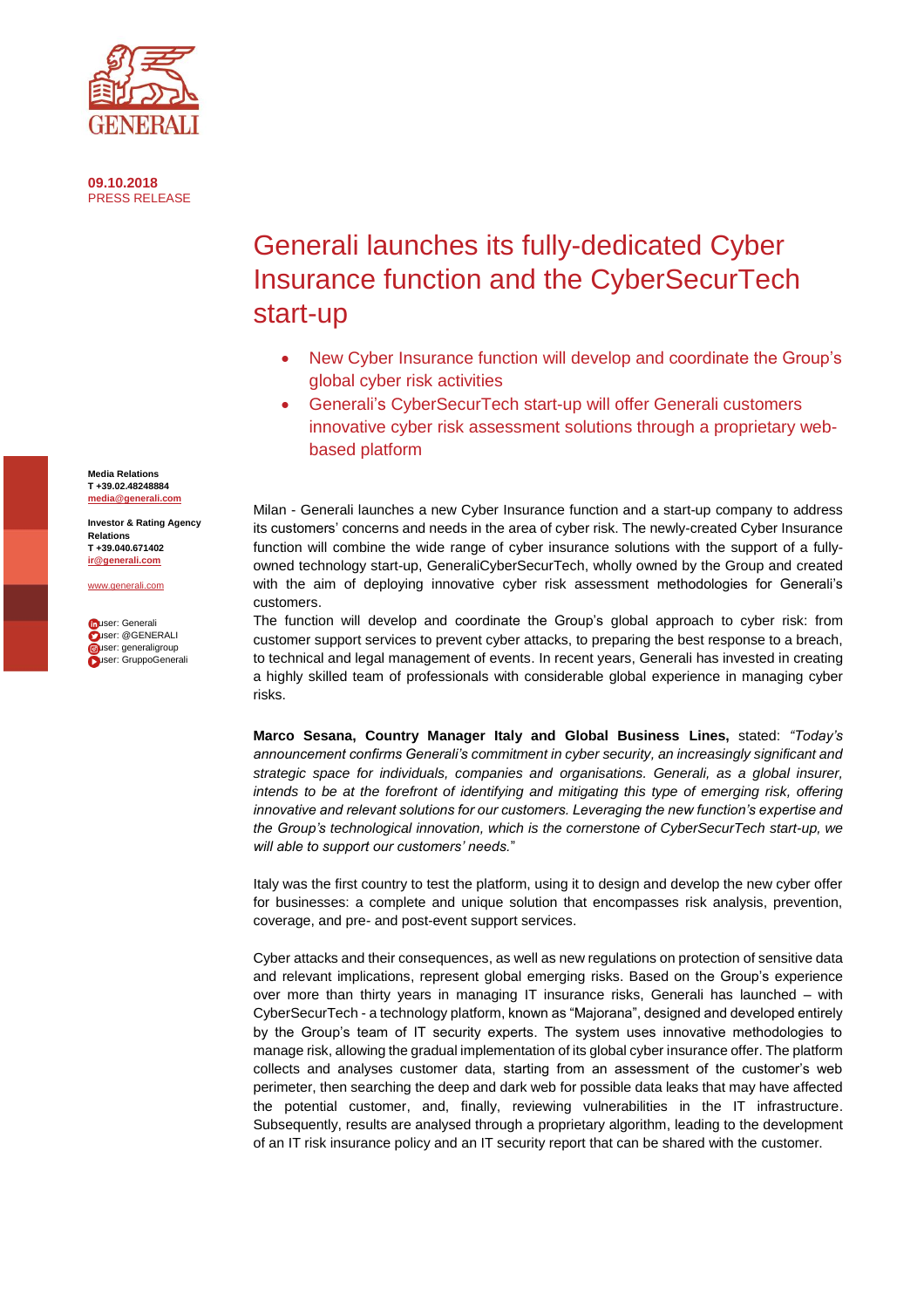09.10.2018
PRESS RELEASE

# Generali launches its fully-dedicated Cyber Insurance function and the CyberSecurTech start-up

- New Cyber Insurance function will develop and coordinate the Group's global cyber risk activities
- Generali's CyberSecurTech start-up will offer Generali customers innovative cyber risk assessment solutions through a proprietary web-based platform

**Media Relations**
**T +39.02.48248884**
**media@generali.com**

**Investor & Rating Agency Relations**
**T +39.040.671402**
**ir@generali.com**

www.generali.com

user: Generali
user: @GENERALI
user: generaligroup
user: GruppoGenerali

Milan - Generali launches a new Cyber Insurance function and a start-up company to address its customers' concerns and needs in the area of cyber risk. The newly-created Cyber Insurance function will combine the wide range of cyber insurance solutions with the support of a fully-owned technology start-up, GeneraliCyberSecurTech, wholly owned by the Group and created with the aim of deploying innovative cyber risk assessment methodologies for Generali's customers.
The function will develop and coordinate the Group's global approach to cyber risk: from customer support services to prevent cyber attacks, to preparing the best response to a breach, to technical and legal management of events. In recent years, Generali has invested in creating a highly skilled team of professionals with considerable global experience in managing cyber risks.

**Marco Sesana, Country Manager Italy and Global Business Lines,** stated: *"Today's announcement confirms Generali's commitment in cyber security, an increasingly significant and strategic space for individuals, companies and organisations. Generali, as a global insurer, intends to be at the forefront of identifying and mitigating this type of emerging risk, offering innovative and relevant solutions for our customers. Leveraging the new function's expertise and the Group's technological innovation, which is the cornerstone of CyberSecurTech start-up, we will able to support our customers' needs.*"

Italy was the first country to test the platform, using it to design and develop the new cyber offer for businesses: a complete and unique solution that encompasses risk analysis, prevention, coverage, and pre- and post-event support services.

Cyber attacks and their consequences, as well as new regulations on protection of sensitive data and relevant implications, represent global emerging risks. Based on the Group's experience over more than thirty years in managing IT insurance risks, Generali has launched – with CyberSecurTech - a technology platform, known as "Majorana", designed and developed entirely by the Group's team of IT security experts. The system uses innovative methodologies to manage risk, allowing the gradual implementation of its global cyber insurance offer. The platform collects and analyses customer data, starting from an assessment of the customer's web perimeter, then searching the deep and dark web for possible data leaks that may have affected the potential customer, and, finally, reviewing vulnerabilities in the IT infrastructure. Subsequently, results are analysed through a proprietary algorithm, leading to the development of an IT risk insurance policy and an IT security report that can be shared with the customer.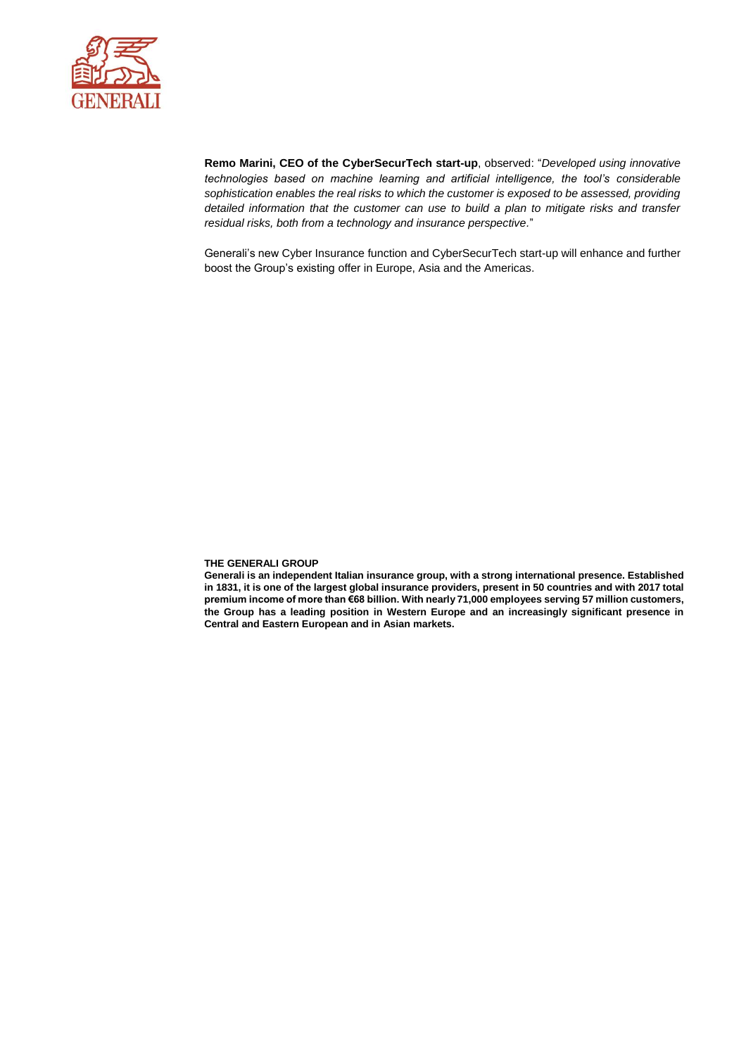**Remo Marini, CEO of the CyberSecurTech start-up**, observed: "*Developed using innovative technologies based on machine learning and artificial intelligence, the tool's considerable sophistication enables the real risks to which the customer is exposed to be assessed, providing detailed information that the customer can use to build a plan to mitigate risks and transfer residual risks, both from a technology and insurance perspective.*"

Generali's new Cyber Insurance function and CyberSecurTech start-up will enhance and further boost the Group's existing offer in Europe, Asia and the Americas.

**THE GENERALI GROUP**

**Generali is an independent Italian insurance group, with a strong international presence. Established in 1831, it is one of the largest global insurance providers, present in 50 countries and with 2017 total premium income of more than €68 billion. With nearly 71,000 employees serving 57 million customers, the Group has a leading position in Western Europe and an increasingly significant presence in Central and Eastern European and in Asian markets.**